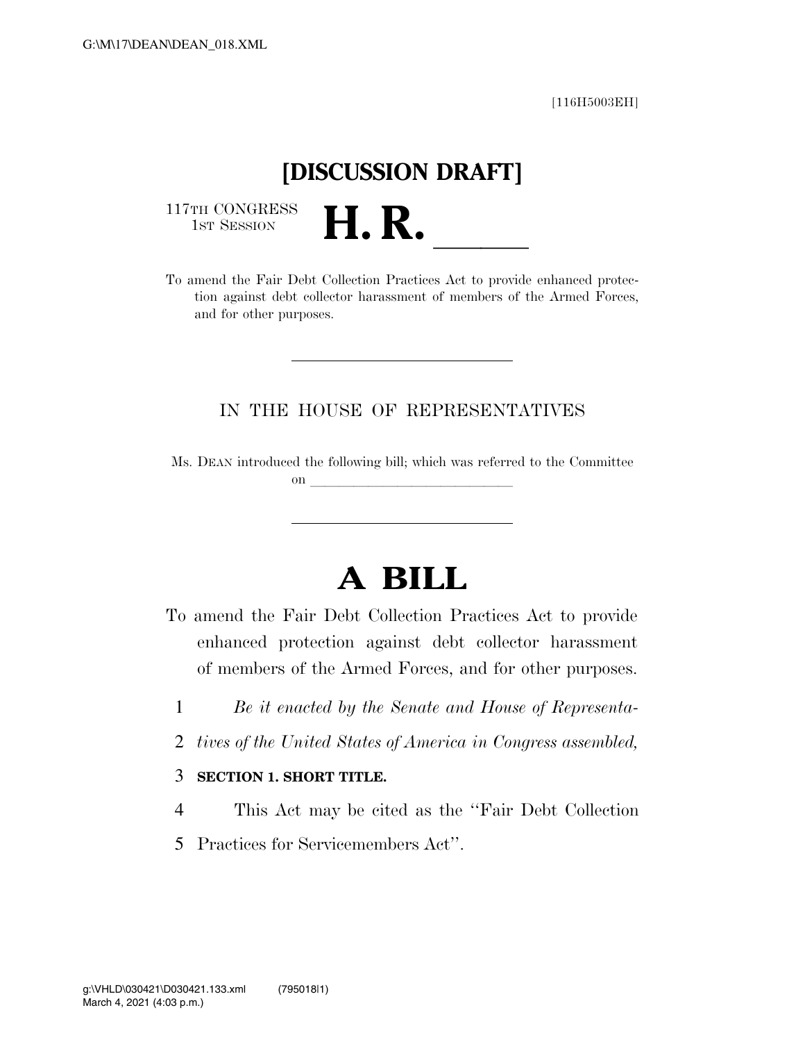[116H5003EH]

# [DISCUSSION DRAFT]

117TH CONGRESS
1ST SESSION

# H. R. \_\_\_\_\_\_

To amend the Fair Debt Collection Practices Act to provide enhanced protection against debt collector harassment of members of the Armed Forces, and for other purposes.

IN THE HOUSE OF REPRESENTATIVES

Ms. DEAN introduced the following bill; which was referred to the Committee on \_\_\_\_\_\_\_\_\_\_\_\_\_\_\_\_\_\_\_\_\_\_\_\_\_\_\_\_

# A BILL

To amend the Fair Debt Collection Practices Act to provide enhanced protection against debt collector harassment of members of the Armed Forces, and for other purposes.

1 *Be it enacted by the Senate and House of Representa-*
2 *tives of the United States of America in Congress assembled,*

3 **SECTION 1. SHORT TITLE.**

4 This Act may be cited as the ''Fair Debt Collection
5 Practices for Servicemembers Act''.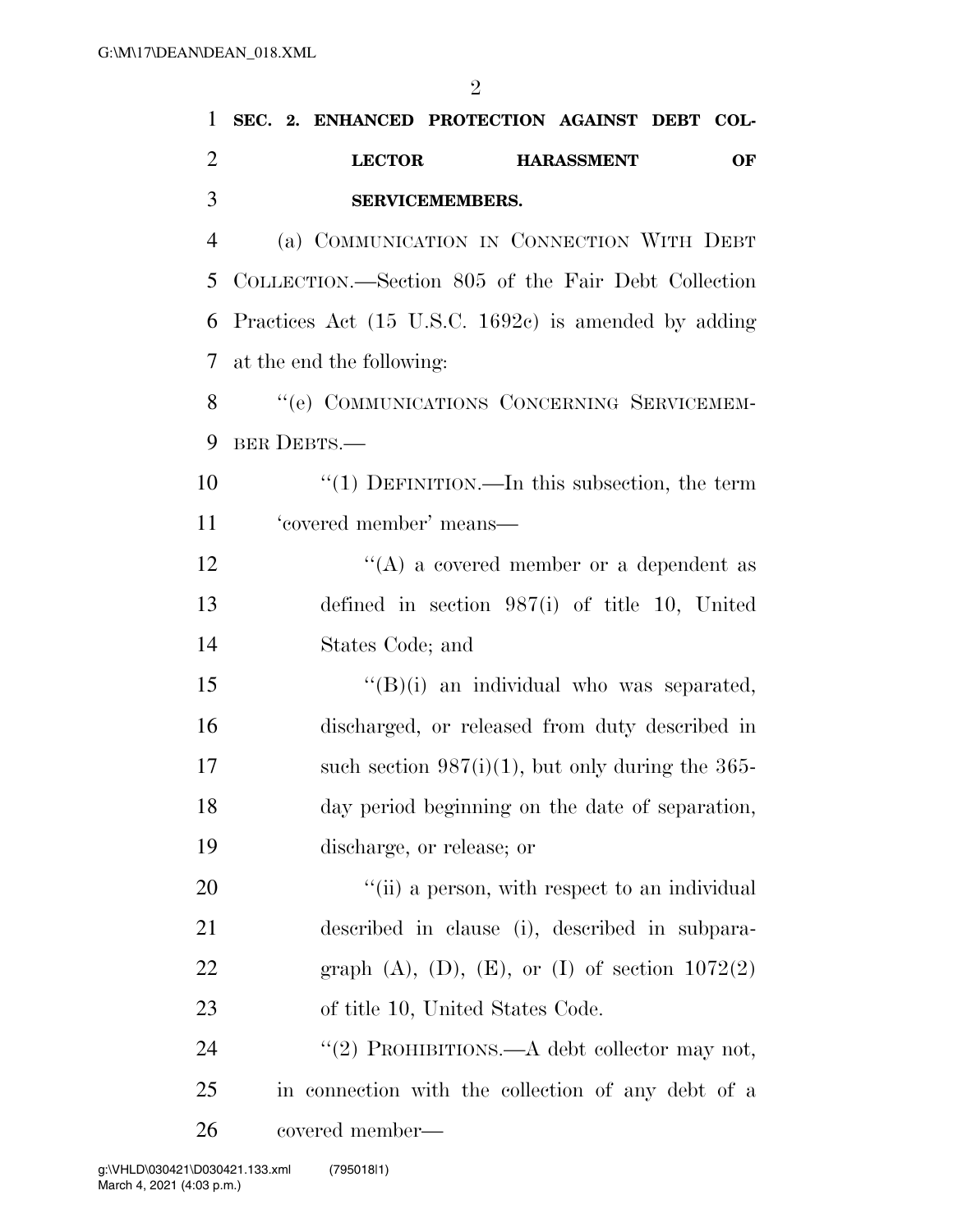**SEC. 2. ENHANCED PROTECTION AGAINST DEBT COLLECTOR HARASSMENT OF SERVICEMEMBERS.**

(a) COMMUNICATION IN CONNECTION WITH DEBT COLLECTION.—Section 805 of the Fair Debt Collection Practices Act (15 U.S.C. 1692c) is amended by adding at the end the following:

"(e) COMMUNICATIONS CONCERNING SERVICEMEMBER DEBTS.—

"(1) DEFINITION.—In this subsection, the term 'covered member' means—

"(A) a covered member or a dependent as defined in section 987(i) of title 10, United States Code; and

"(B)(i) an individual who was separated, discharged, or released from duty described in such section 987(i)(1), but only during the 365-day period beginning on the date of separation, discharge, or release; or

"(ii) a person, with respect to an individual described in clause (i), described in subparagraph (A), (D), (E), or (I) of section 1072(2) of title 10, United States Code.

"(2) PROHIBITIONS.—A debt collector may not, in connection with the collection of any debt of a covered member—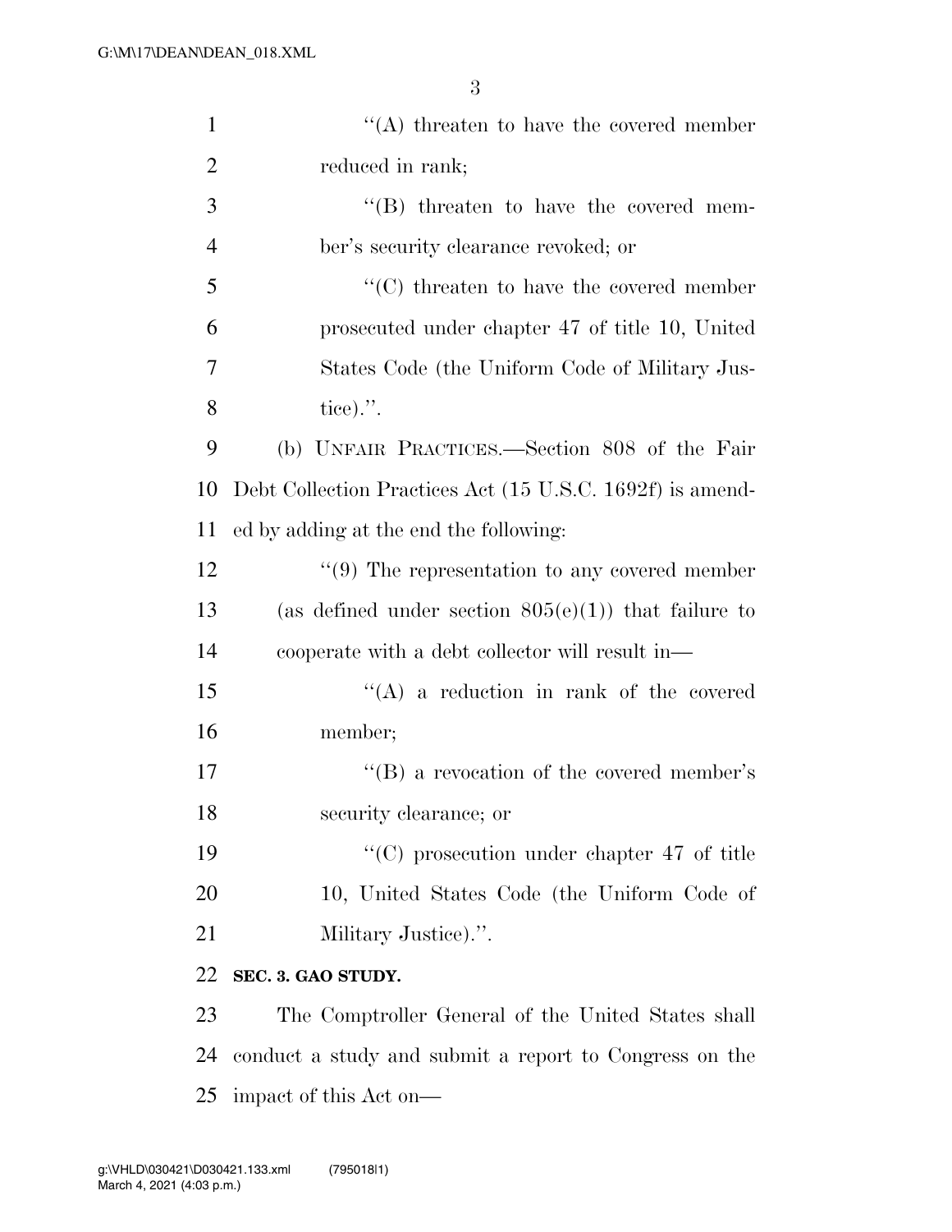"(A) threaten to have the covered member reduced in rank;

"(B) threaten to have the covered member's security clearance revoked; or

"(C) threaten to have the covered member prosecuted under chapter 47 of title 10, United States Code (the Uniform Code of Military Justice).".

(b) UNFAIR PRACTICES.—Section 808 of the Fair Debt Collection Practices Act (15 U.S.C. 1692f) is amended by adding at the end the following:

"(9) The representation to any covered member (as defined under section 805(e)(1)) that failure to cooperate with a debt collector will result in—

"(A) a reduction in rank of the covered member;

"(B) a revocation of the covered member's security clearance; or

"(C) prosecution under chapter 47 of title 10, United States Code (the Uniform Code of Military Justice).".

**SEC. 3. GAO STUDY.**

The Comptroller General of the United States shall conduct a study and submit a report to Congress on the impact of this Act on—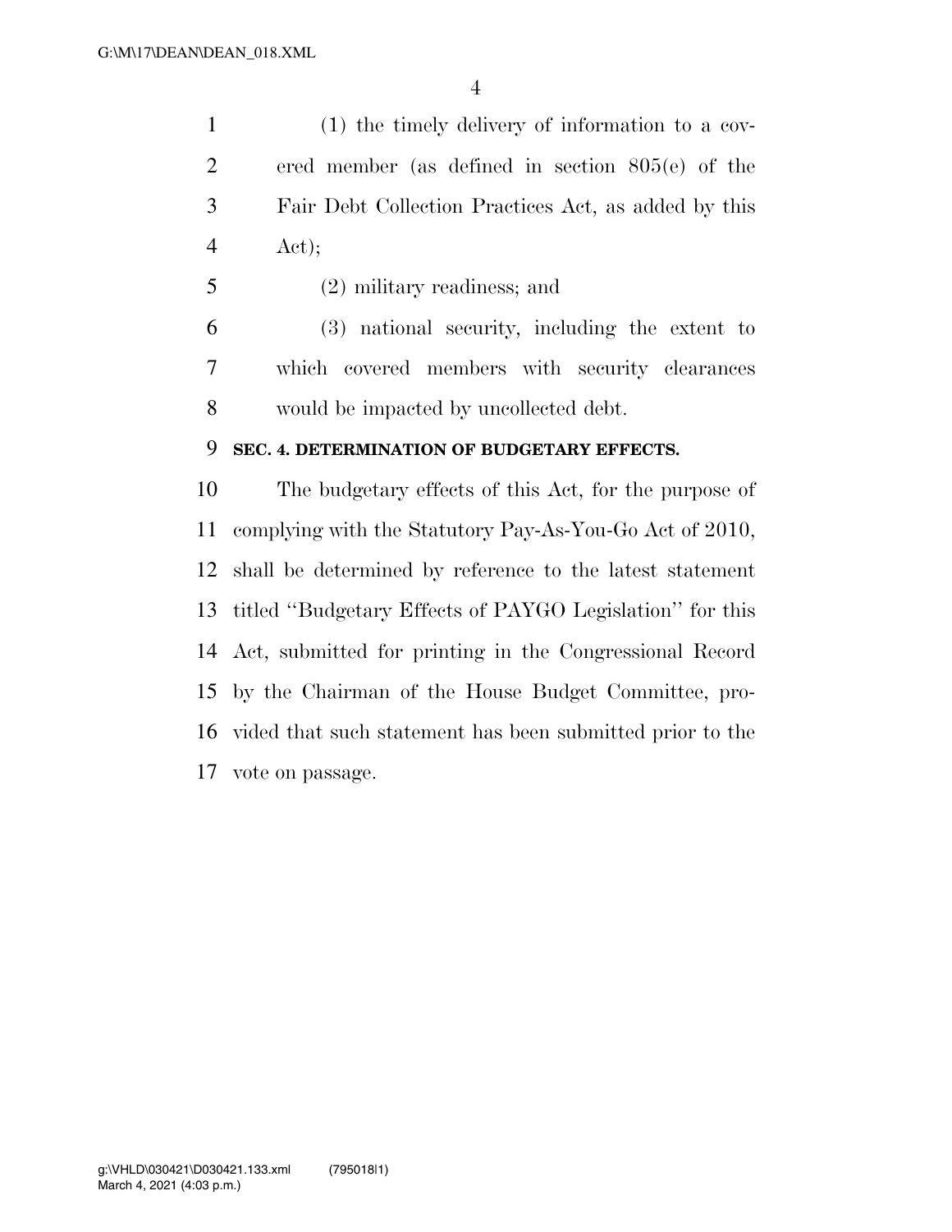(1) the timely delivery of information to a covered member (as defined in section 805(e) of the Fair Debt Collection Practices Act, as added by this Act);

(2) military readiness; and

(3) national security, including the extent to which covered members with security clearances would be impacted by uncollected debt.

**SEC. 4. DETERMINATION OF BUDGETARY EFFECTS.**

The budgetary effects of this Act, for the purpose of complying with the Statutory Pay-As-You-Go Act of 2010, shall be determined by reference to the latest statement titled "Budgetary Effects of PAYGO Legislation" for this Act, submitted for printing in the Congressional Record by the Chairman of the House Budget Committee, provided that such statement has been submitted prior to the vote on passage.